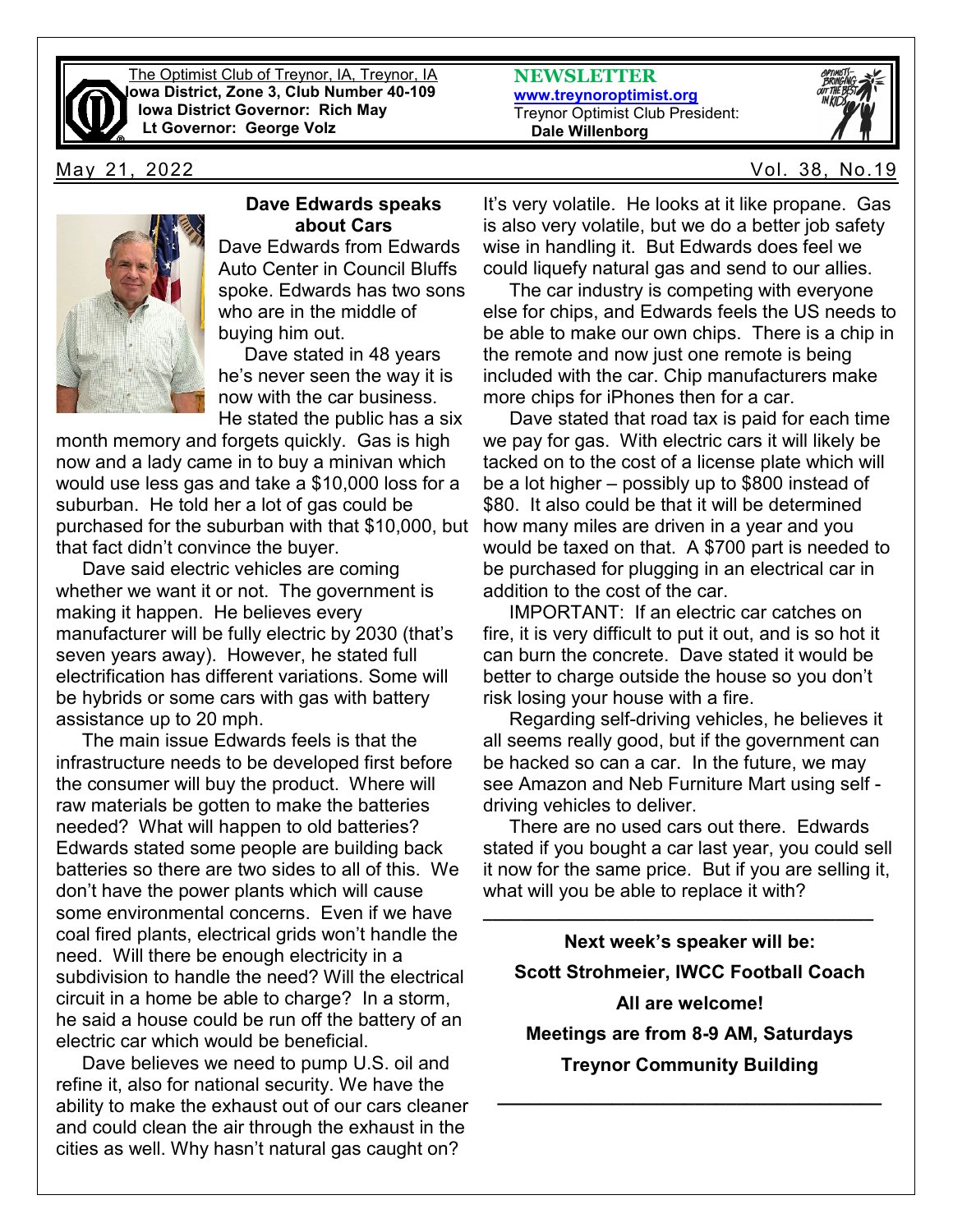The Optimist Club of Treynor, IA, Treynor, IA
**Iowa District, Zone 3, Club Number 40-109**
**Iowa District Governor: Rich May**
**Lt Governor: George Volz**

**NEWSLETTER**
**www.treynoroptimist.org**
Treynor Optimist Club President:
**Dale Willenborg**

May 21, 2022 — Vol. 38, No.19

## Dave Edwards speaks about Cars

Dave Edwards from Edwards Auto Center in Council Bluffs spoke. Edwards has two sons who are in the middle of buying him out.

Dave stated in 48 years he's never seen the way it is now with the car business. He stated the public has a six month memory and forgets quickly. Gas is high now and a lady came in to buy a minivan which would use less gas and take a $10,000 loss for a suburban. He told her a lot of gas could be purchased for the suburban with that $10,000, but that fact didn't convince the buyer.

Dave said electric vehicles are coming whether we want it or not. The government is making it happen. He believes every manufacturer will be fully electric by 2030 (that's seven years away). However, he stated full electrification has different variations. Some will be hybrids or some cars with gas with battery assistance up to 20 mph.

The main issue Edwards feels is that the infrastructure needs to be developed first before the consumer will buy the product. Where will raw materials be gotten to make the batteries needed? What will happen to old batteries? Edwards stated some people are building back batteries so there are two sides to all of this. We don't have the power plants which will cause some environmental concerns. Even if we have coal fired plants, electrical grids won't handle the need. Will there be enough electricity in a subdivision to handle the need? Will the electrical circuit in a home be able to charge? In a storm, he said a house could be run off the battery of an electric car which would be beneficial.

Dave believes we need to pump U.S. oil and refine it, also for national security. We have the ability to make the exhaust out of our cars cleaner and could clean the air through the exhaust in the cities as well. Why hasn't natural gas caught on? It's very volatile. He looks at it like propane. Gas is also very volatile, but we do a better job safety wise in handling it. But Edwards does feel we could liquefy natural gas and send to our allies.

The car industry is competing with everyone else for chips, and Edwards feels the US needs to be able to make our own chips. There is a chip in the remote and now just one remote is being included with the car. Chip manufacturers make more chips for iPhones then for a car.

Dave stated that road tax is paid for each time we pay for gas. With electric cars it will likely be tacked on to the cost of a license plate which will be a lot higher – possibly up to $800 instead of $80. It also could be that it will be determined how many miles are driven in a year and you would be taxed on that. A $700 part is needed to be purchased for plugging in an electrical car in addition to the cost of the car.

IMPORTANT: If an electric car catches on fire, it is very difficult to put it out, and is so hot it can burn the concrete. Dave stated it would be better to charge outside the house so you don't risk losing your house with a fire.

Regarding self-driving vehicles, he believes it all seems really good, but if the government can be hacked so can a car. In the future, we may see Amazon and Neb Furniture Mart using self -driving vehicles to deliver.

There are no used cars out there. Edwards stated if you bought a car last year, you could sell it now for the same price. But if you are selling it, what will you be able to replace it with?

---

**Next week's speaker will be:**

**Scott Strohmeier, IWCC Football Coach**

**All are welcome!**

**Meetings are from 8-9 AM, Saturdays**

**Treynor Community Building**

---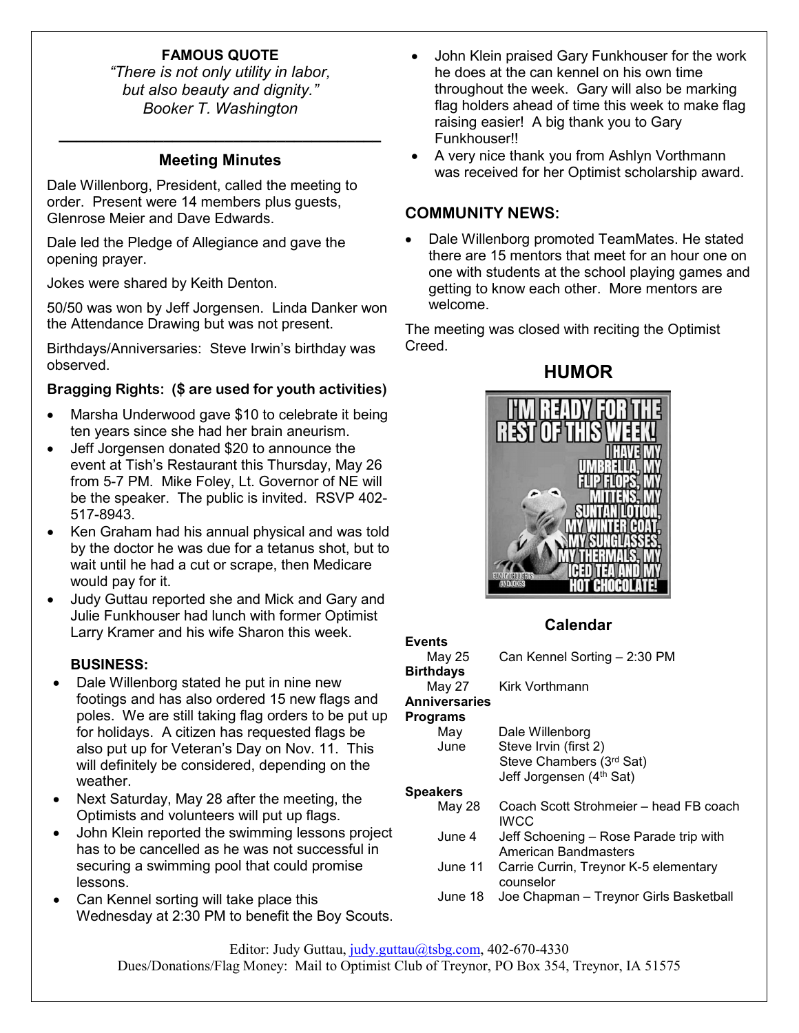**FAMOUS QUOTE**

*"There is not only utility in labor, but also beauty and dignity."*
*Booker T. Washington*

---

## Meeting Minutes

Dale Willenborg, President, called the meeting to order. Present were 14 members plus guests, Glenrose Meier and Dave Edwards.

Dale led the Pledge of Allegiance and gave the opening prayer.

Jokes were shared by Keith Denton.

50/50 was won by Jeff Jorgensen. Linda Danker won the Attendance Drawing but was not present.

Birthdays/Anniversaries: Steve Irwin's birthday was observed.

**Bragging Rights: ($ are used for youth activities)**

- Marsha Underwood gave $10 to celebrate it being ten years since she had her brain aneurism.
- Jeff Jorgensen donated $20 to announce the event at Tish's Restaurant this Thursday, May 26 from 5-7 PM. Mike Foley, Lt. Governor of NE will be the speaker. The public is invited. RSVP 402-517-8943.
- Ken Graham had his annual physical and was told by the doctor he was due for a tetanus shot, but to wait until he had a cut or scrape, then Medicare would pay for it.
- Judy Guttau reported she and Mick and Gary and Julie Funkhouser had lunch with former Optimist Larry Kramer and his wife Sharon this week.

**BUSINESS:**

- Dale Willenborg stated he put in nine new footings and has also ordered 15 new flags and poles. We are still taking flag orders to be put up for holidays. A citizen has requested flags be also put up for Veteran's Day on Nov. 11. This will definitely be considered, depending on the weather.
- Next Saturday, May 28 after the meeting, the Optimists and volunteers will put up flags.
- John Klein reported the swimming lessons project has to be cancelled as he was not successful in securing a swimming pool that could promise lessons.
- Can Kennel sorting will take place this Wednesday at 2:30 PM to benefit the Boy Scouts.
- John Klein praised Gary Funkhouser for the work he does at the can kennel on his own time throughout the week. Gary will also be marking flag holders ahead of time this week to make flag raising easier! A big thank you to Gary Funkhouser!!
- A very nice thank you from Ashlyn Vorthmann was received for her Optimist scholarship award.

**COMMUNITY NEWS:**

- Dale Willenborg promoted TeamMates. He stated there are 15 mentors that meet for an hour one on one with students at the school playing games and getting to know each other. More mentors are welcome.

The meeting was closed with reciting the Optimist Creed.

## HUMOR

I'M READY FOR THE REST OF THIS WEEK! I HAVE MY UMBRELLA, MY FLIP FLOPS, MY MITTENS, MY SUNTAN LOTION, MY WINTER COAT, MY SUNGLASSES, MY THERMALS, MY ICED TEA AND MY HOT CHOCOLATE!

FUNNY THOUGHTS AND JOKES

## Calendar

**Events**

| | |
|---|---|
| May 25 | Can Kennel Sorting – 2:30 PM |

**Birthdays**

| | |
|---|---|
| May 27 | Kirk Vorthmann |

**Anniversaries**

**Programs**

| | |
|---|---|
| May | Dale Willenborg |
| June | Steve Irvin (first 2) |
| | Steve Chambers (3rd Sat) |
| | Jeff Jorgensen (4th Sat) |

**Speakers**

| | |
|---|---|
| May 28 | Coach Scott Strohmeier – head FB coach IWCC |
| June 4 | Jeff Schoening – Rose Parade trip with American Bandmasters |
| June 11 | Carrie Currin, Treynor K-5 elementary counselor |
| June 18 | Joe Chapman – Treynor Girls Basketball |

Editor: Judy Guttau, judy.guttau@tsbg.com, 402-670-4330
Dues/Donations/Flag Money: Mail to Optimist Club of Treynor, PO Box 354, Treynor, IA 51575